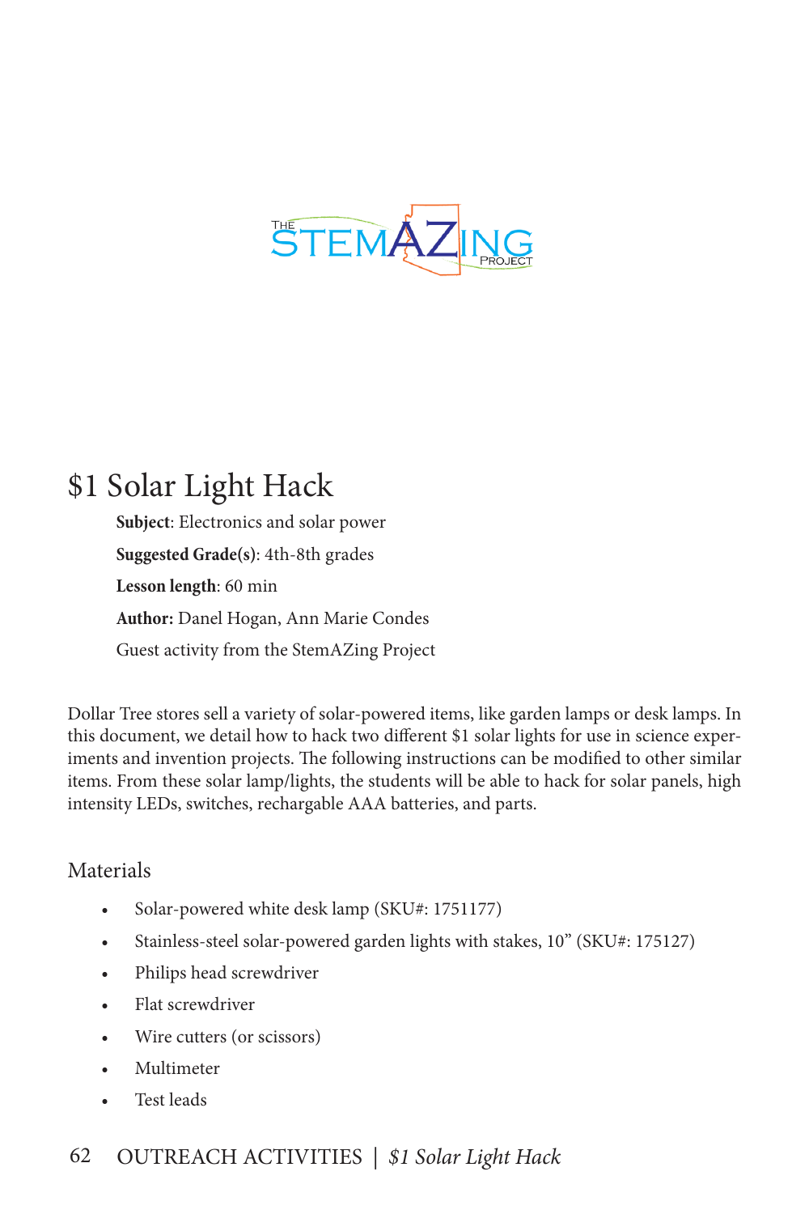# $1 Solar Light Hack

**Subject**: Electronics and solar power

**Suggested Grade(s)**: 4th-8th grades

**Lesson length**: 60 min

**Author:** Danel Hogan, Ann Marie Condes

Guest activity from the StemAZing Project

Dollar Tree stores sell a variety of solar-powered items, like garden lamps or desk lamps. In this document, we detail how to hack two different $1 solar lights for use in science experiments and invention projects. The following instructions can be modified to other similar items. From these solar lamp/lights, the students will be able to hack for solar panels, high intensity LEDs, switches, rechargable AAA batteries, and parts.

## Materials

- Solar-powered white desk lamp (SKU#: 1751177)
- Stainless-steel solar-powered garden lights with stakes, 10" (SKU#: 175127)
- Philips head screwdriver
- Flat screwdriver
- Wire cutters (or scissors)
- Multimeter
- Test leads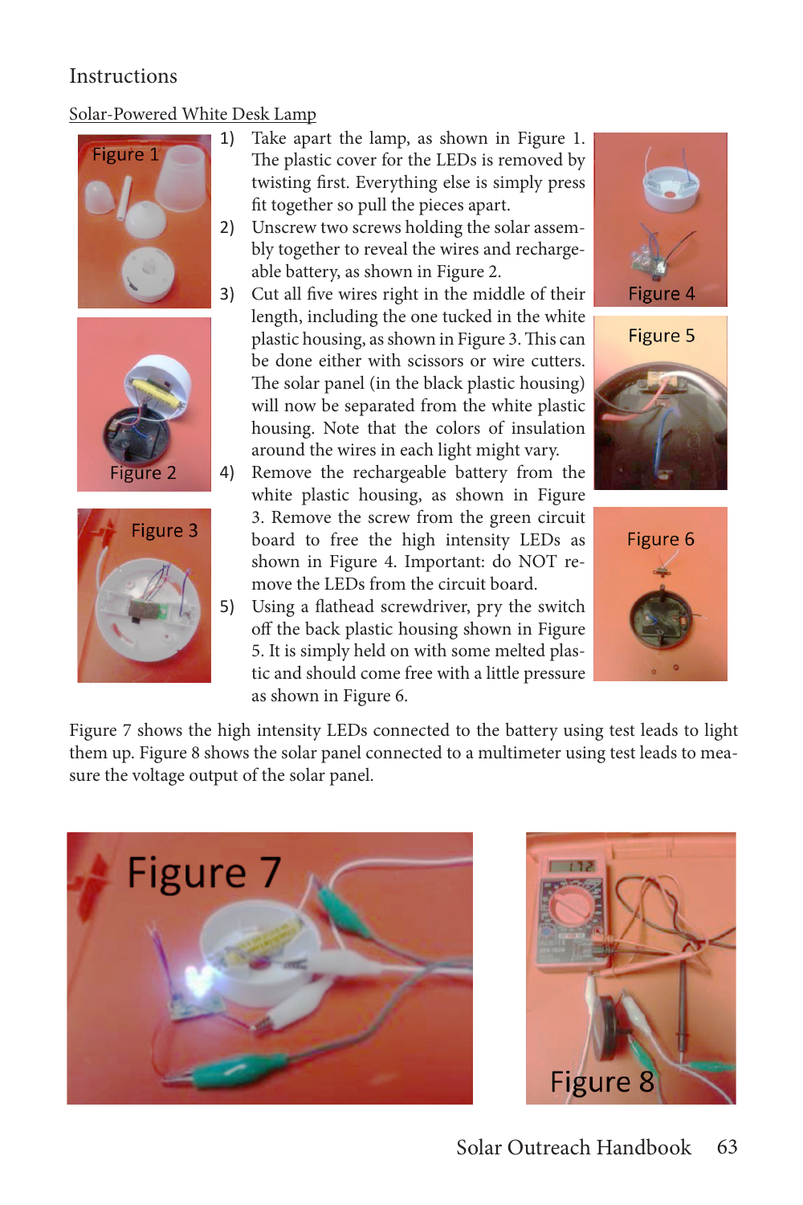Instructions

Solar-Powered White Desk Lamp

1) Take apart the lamp, as shown in Figure 1. The plastic cover for the LEDs is removed by twisting first. Everything else is simply press fit together so pull the pieces apart.
2) Unscrew two screws holding the solar assembly together to reveal the wires and rechargeable battery, as shown in Figure 2.
3) Cut all five wires right in the middle of their length, including the one tucked in the white plastic housing, as shown in Figure 3. This can be done either with scissors or wire cutters. The solar panel (in the black plastic housing) will now be separated from the white plastic housing. Note that the colors of insulation around the wires in each light might vary.
4) Remove the rechargeable battery from the white plastic housing, as shown in Figure 3. Remove the screw from the green circuit board to free the high intensity LEDs as shown in Figure 4. Important: do NOT remove the LEDs from the circuit board.
5) Using a flathead screwdriver, pry the switch off the back plastic housing shown in Figure 5. It is simply held on with some melted plastic and should come free with a little pressure as shown in Figure 6.

Figure 7 shows the high intensity LEDs connected to the battery using test leads to light them up. Figure 8 shows the solar panel connected to a multimeter using test leads to measure the voltage output of the solar panel.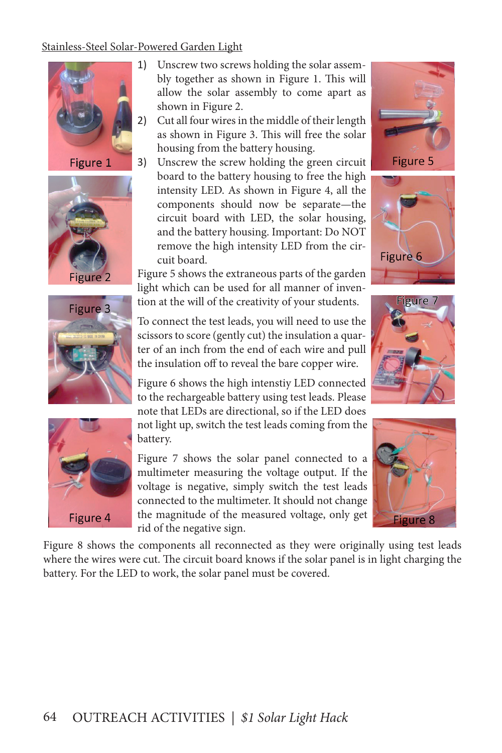Stainless-Steel Solar-Powered Garden Light

1) Unscrew two screws holding the solar assembly together as shown in Figure 1. This will allow the solar assembly to come apart as shown in Figure 2.
2) Cut all four wires in the middle of their length as shown in Figure 3. This will free the solar housing from the battery housing.
3) Unscrew the screw holding the green circuit board to the battery housing to free the high intensity LED. As shown in Figure 4, all the components should now be separate—the circuit board with LED, the solar housing, and the battery housing. Important: Do NOT remove the high intensity LED from the circuit board.

Figure 5 shows the extraneous parts of the garden light which can be used for all manner of invention at the will of the creativity of your students.

To connect the test leads, you will need to use the scissors to score (gently cut) the insulation a quarter of an inch from the end of each wire and pull the insulation off to reveal the bare copper wire.

Figure 6 shows the high intenstiy LED connected to the rechargeable battery using test leads. Please note that LEDs are directional, so if the LED does not light up, switch the test leads coming from the battery.

Figure 7 shows the solar panel connected to a multimeter measuring the voltage output. If the voltage is negative, simply switch the test leads connected to the multimeter. It should not change the magnitude of the measured voltage, only get rid of the negative sign.

Figure 8 shows the components all reconnected as they were originally using test leads where the wires were cut. The circuit board knows if the solar panel is in light charging the battery. For the LED to work, the solar panel must be covered.

Figure 1

Figure 2

Figure 3

Figure 4

Figure 5

Figure 6

Figure 7

Figure 8